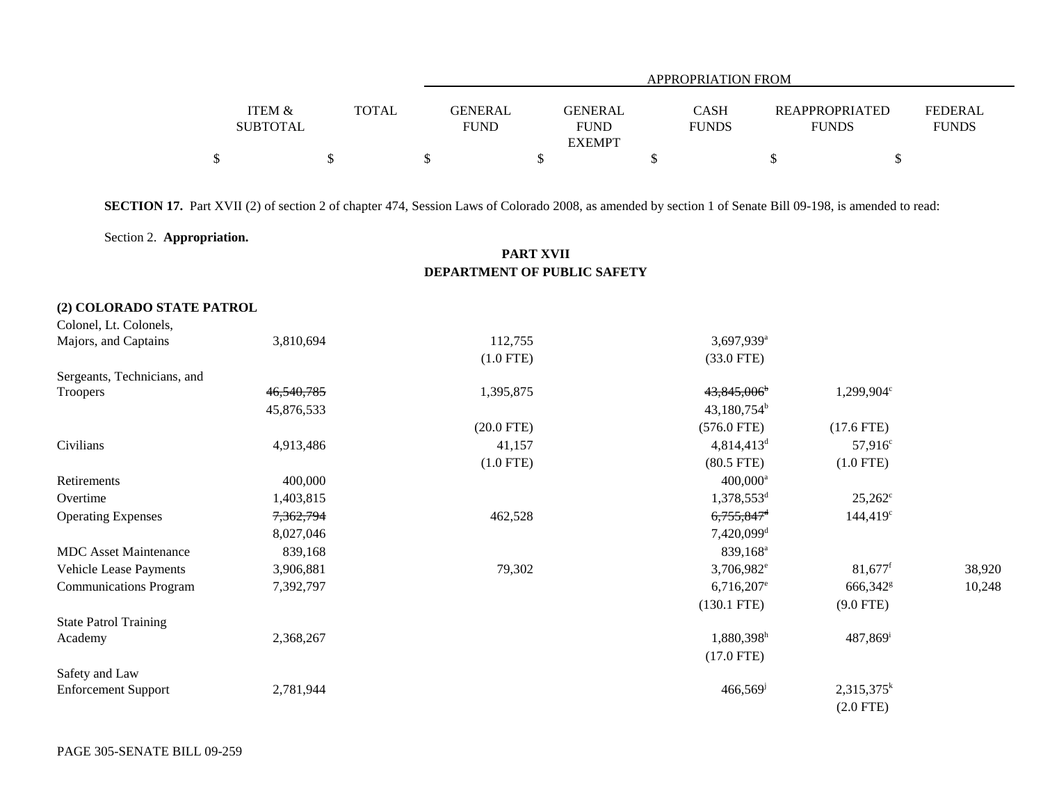| | ITEM & SUBTOTAL | TOTAL | APPROPRIATION FROM GENERAL FUND | GENERAL FUND EXEMPT | CASH FUNDS | REAPPROPRIATED FUNDS | FEDERAL FUNDS |
|---|---|---|---|---|---|---|---|
| | $ | $ | $ | $ | $ | $ | $ |

**SECTION 17.** Part XVII (2) of section 2 of chapter 474, Session Laws of Colorado 2008, as amended by section 1 of Senate Bill 09-198, is amended to read:

Section 2. **Appropriation.**

**PART XVII**
**DEPARTMENT OF PUBLIC SAFETY**

| | ITEM & SUBTOTAL | TOTAL | GENERAL FUND | GENERAL FUND EXEMPT | CASH FUNDS | REAPPROPRIATED FUNDS | FEDERAL FUNDS |
|---|---|---|---|---|---|---|---|
| **(2) COLORADO STATE PATROL** | | | | | | | |
| Colonel, Lt. Colonels, Majors, and Captains | 3,810,694 | | 112,755 | | 3,697,939[a] | | |
| | | | (1.0 FTE) | | (33.0 FTE) | | |
| Sergeants, Technicians, and Troopers | ~~46,540,785~~ | | 1,395,875 | | ~~43,845,006~~[b] | 1,299,904[c] | |
| | 45,876,533 | | | | 43,180,754[b] | | |
| | | | (20.0 FTE) | | (576.0 FTE) | (17.6 FTE) | |
| Civilians | 4,913,486 | | 41,157 | | 4,814,413[d] | 57,916[c] | |
| | | | (1.0 FTE) | | (80.5 FTE) | (1.0 FTE) | |
| Retirements | 400,000 | | | | 400,000[a] | | |
| Overtime | 1,403,815 | | | | 1,378,553[d] | 25,262[c] | |
| Operating Expenses | ~~7,362,794~~ | | 462,528 | | ~~6,755,847~~[d] | 144,419[c] | |
| | 8,027,046 | | | | 7,420,099[d] | | |
| MDC Asset Maintenance | 839,168 | | | | 839,168[a] | | |
| Vehicle Lease Payments | 3,906,881 | | 79,302 | | 3,706,982[e] | 81,677[f] | 38,920 |
| Communications Program | 7,392,797 | | | | 6,716,207[e] | 666,342[g] | 10,248 |
| | | | | | (130.1 FTE) | (9.0 FTE) | |
| State Patrol Training Academy | 2,368,267 | | | | 1,880,398[h] | 487,869[i] | |
| | | | | | (17.0 FTE) | | |
| Safety and Law Enforcement Support | 2,781,944 | | | | 466,569[j] | 2,315,375[k] | |
| | | | | | | (2.0 FTE) | |

PAGE 305-SENATE BILL 09-259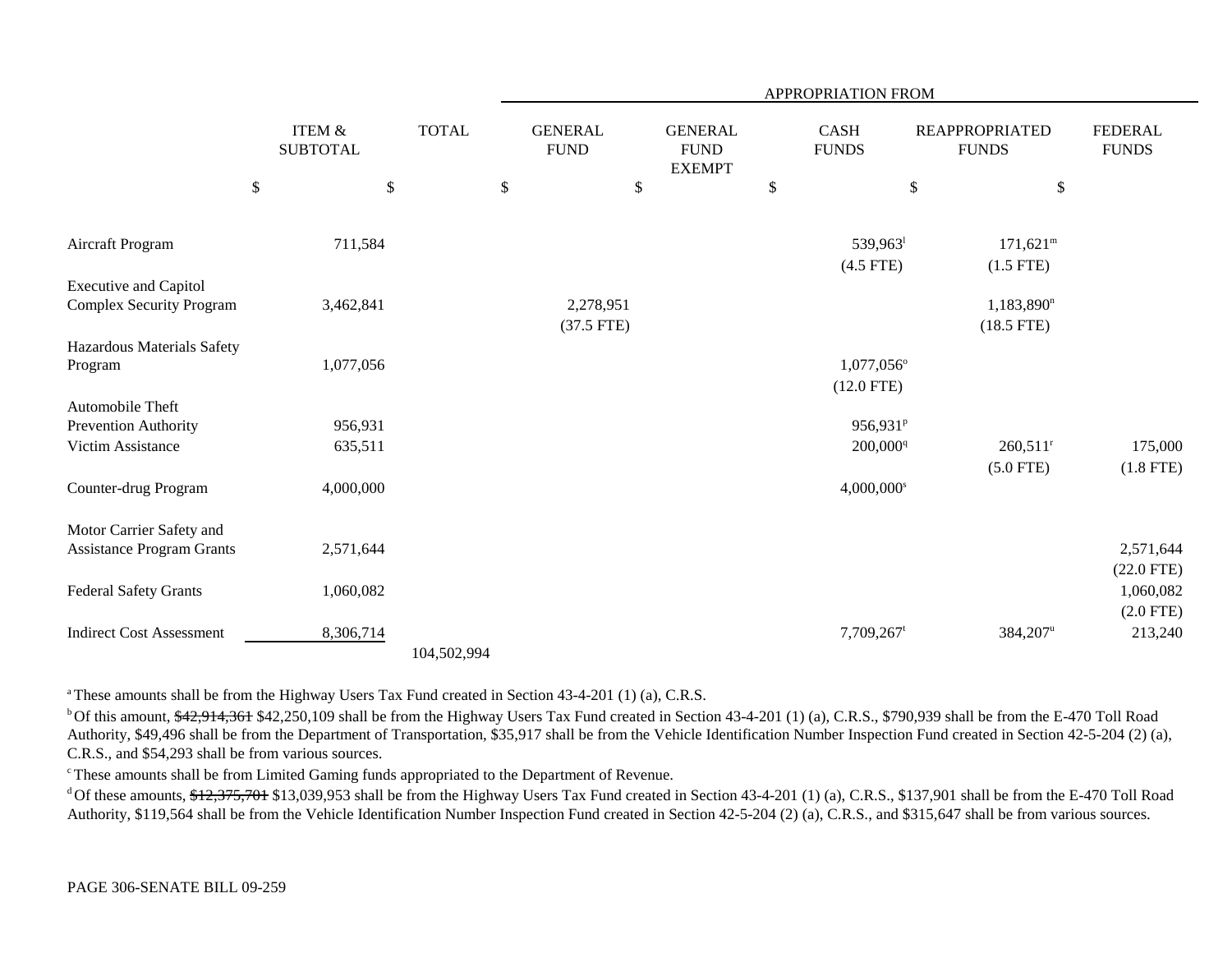| | ITEM & SUBTOTAL | TOTAL | APPROPRIATION FROM | | | | |
|---|---|---|---|---|---|---|---|
| | | | GENERAL FUND | GENERAL FUND EXEMPT | CASH FUNDS | REAPPROPRIATED FUNDS | FEDERAL FUNDS |
| | $ | $ | $ | $ | $ | $ | $ |
| Aircraft Program | 711,584 | | | | 539,963[l] (4.5 FTE) | 171,621[m] (1.5 FTE) | |
| Executive and Capitol Complex Security Program | 3,462,841 | | 2,278,951 (37.5 FTE) | | | 1,183,890[n] (18.5 FTE) | |
| Hazardous Materials Safety Program | 1,077,056 | | | | 1,077,056[o] (12.0 FTE) | | |
| Automobile Theft Prevention Authority | 956,931 | | | | 956,931[p] | | |
| Victim Assistance | 635,511 | | | | 200,000[q] | 260,511[r] (5.0 FTE) | 175,000 (1.8 FTE) |
| Counter-drug Program | 4,000,000 | | | | 4,000,000[s] | | |
| Motor Carrier Safety and Assistance Program Grants | 2,571,644 | | | | | | 2,571,644 (22.0 FTE) |
| Federal Safety Grants | 1,060,082 | | | | | | 1,060,082 (2.0 FTE) |
| Indirect Cost Assessment | 8,306,714 | | | | 7,709,267[t] | 384,207[u] | 213,240 |
| | | 104,502,994 | | | | | |

[a] These amounts shall be from the Highway Users Tax Fund created in Section 43-4-201 (1) (a), C.R.S.

[b] Of this amount, ~~$42,914,361~~ $42,250,109 shall be from the Highway Users Tax Fund created in Section 43-4-201 (1) (a), C.R.S., $790,939 shall be from the E-470 Toll Road Authority, $49,496 shall be from the Department of Transportation, $35,917 shall be from the Vehicle Identification Number Inspection Fund created in Section 42-5-204 (2) (a), C.R.S., and $54,293 shall be from various sources.

[c] These amounts shall be from Limited Gaming funds appropriated to the Department of Revenue.

[d] Of these amounts, ~~$12,375,701~~ $13,039,953 shall be from the Highway Users Tax Fund created in Section 43-4-201 (1) (a), C.R.S., $137,901 shall be from the E-470 Toll Road Authority, $119,564 shall be from the Vehicle Identification Number Inspection Fund created in Section 42-5-204 (2) (a), C.R.S., and $315,647 shall be from various sources.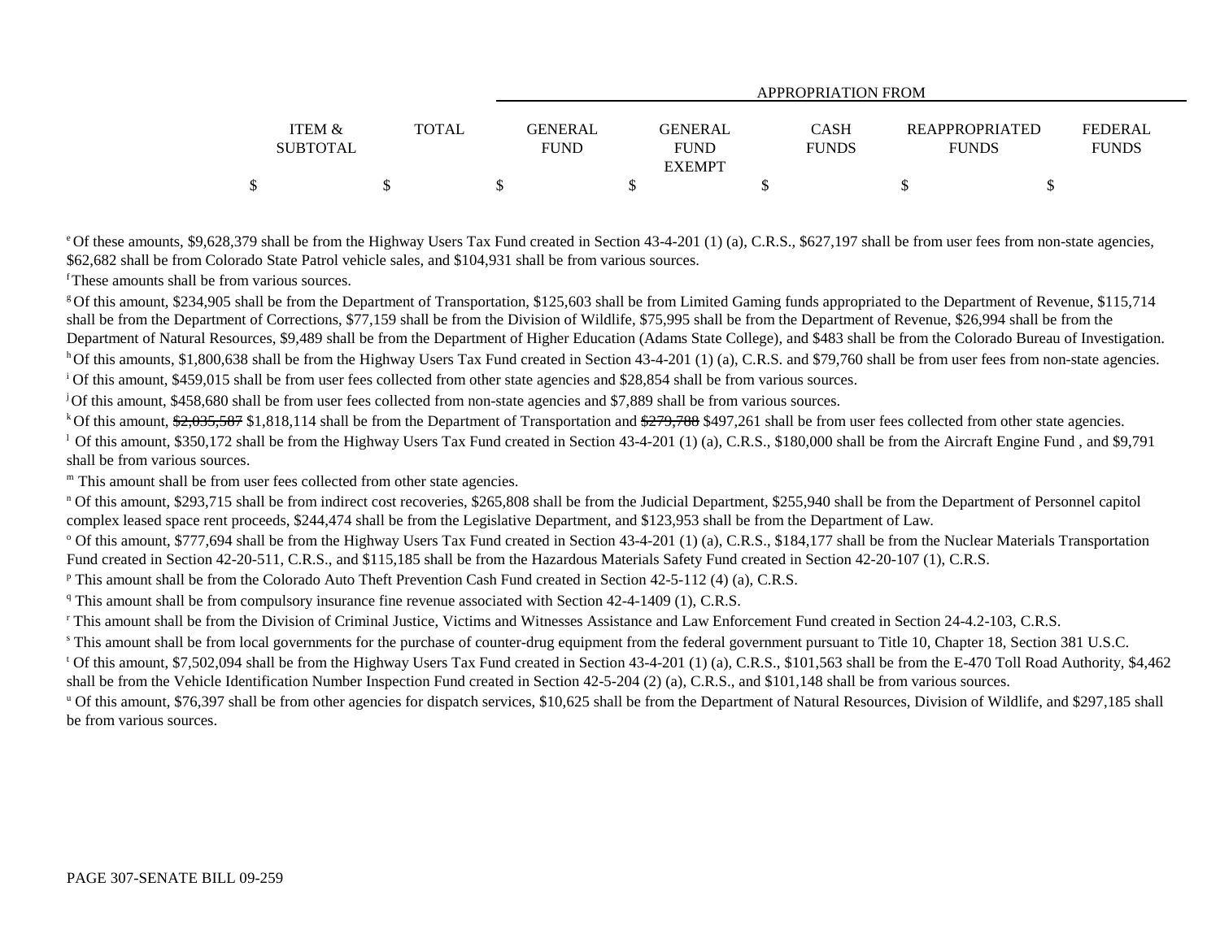| | | | APPROPRIATION FROM | | | | |
|---|---|---|---|---|---|---|---|
| | ITEM & SUBTOTAL | TOTAL | GENERAL FUND | GENERAL FUND EXEMPT | CASH FUNDS | REAPPROPRIATED FUNDS | FEDERAL FUNDS |
| | $ | $ | $ | $ | $ | $ | $ |

[e] Of these amounts, $9,628,379 shall be from the Highway Users Tax Fund created in Section 43-4-201 (1) (a), C.R.S., $627,197 shall be from user fees from non-state agencies, $62,682 shall be from Colorado State Patrol vehicle sales, and $104,931 shall be from various sources.

[f] These amounts shall be from various sources.

[g] Of this amount, $234,905 shall be from the Department of Transportation, $125,603 shall be from Limited Gaming funds appropriated to the Department of Revenue, $115,714 shall be from the Department of Corrections, $77,159 shall be from the Division of Wildlife, $75,995 shall be from the Department of Revenue, $26,994 shall be from the Department of Natural Resources, $9,489 shall be from the Department of Higher Education (Adams State College), and $483 shall be from the Colorado Bureau of Investigation.

[h] Of this amounts, $1,800,638 shall be from the Highway Users Tax Fund created in Section 43-4-201 (1) (a), C.R.S. and $79,760 shall be from user fees from non-state agencies.

[i] Of this amount, $459,015 shall be from user fees collected from other state agencies and $28,854 shall be from various sources.

[j] Of this amount, $458,680 shall be from user fees collected from non-state agencies and $7,889 shall be from various sources.

[k] Of this amount, ~~$2,035,587~~ $1,818,114 shall be from the Department of Transportation and ~~$279,788~~ $497,261 shall be from user fees collected from other state agencies.

[l] Of this amount, $350,172 shall be from the Highway Users Tax Fund created in Section 43-4-201 (1) (a), C.R.S., $180,000 shall be from the Aircraft Engine Fund , and $9,791 shall be from various sources.

[m] This amount shall be from user fees collected from other state agencies.

[n] Of this amount, $293,715 shall be from indirect cost recoveries, $265,808 shall be from the Judicial Department, $255,940 shall be from the Department of Personnel capitol complex leased space rent proceeds, $244,474 shall be from the Legislative Department, and $123,953 shall be from the Department of Law.

[o] Of this amount, $777,694 shall be from the Highway Users Tax Fund created in Section 43-4-201 (1) (a), C.R.S., $184,177 shall be from the Nuclear Materials Transportation Fund created in Section 42-20-511, C.R.S., and $115,185 shall be from the Hazardous Materials Safety Fund created in Section 42-20-107 (1), C.R.S.

[p] This amount shall be from the Colorado Auto Theft Prevention Cash Fund created in Section 42-5-112 (4) (a), C.R.S.

[q] This amount shall be from compulsory insurance fine revenue associated with Section 42-4-1409 (1), C.R.S.

[r] This amount shall be from the Division of Criminal Justice, Victims and Witnesses Assistance and Law Enforcement Fund created in Section 24-4.2-103, C.R.S.

[s] This amount shall be from local governments for the purchase of counter-drug equipment from the federal government pursuant to Title 10, Chapter 18, Section 381 U.S.C.

[t] Of this amount, $7,502,094 shall be from the Highway Users Tax Fund created in Section 43-4-201 (1) (a), C.R.S., $101,563 shall be from the E-470 Toll Road Authority, $4,462 shall be from the Vehicle Identification Number Inspection Fund created in Section 42-5-204 (2) (a), C.R.S., and $101,148 shall be from various sources.

[u] Of this amount, $76,397 shall be from other agencies for dispatch services, $10,625 shall be from the Department of Natural Resources, Division of Wildlife, and $297,185 shall be from various sources.

PAGE 307-SENATE BILL 09-259